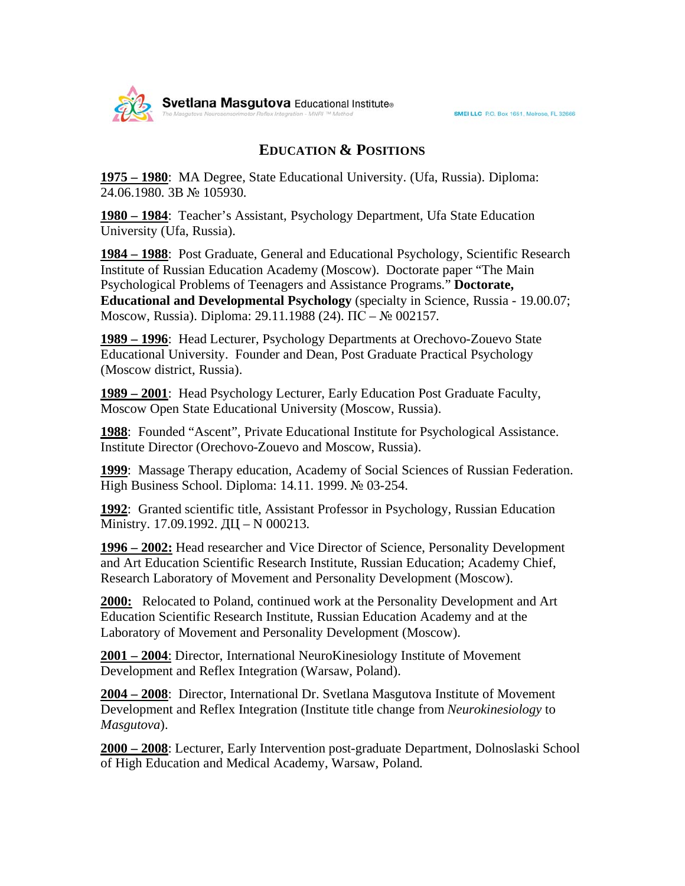# EDUCATION & POSITIONS

**1975 – 1980**: MA Degree, State Educational University. (Ufa, Russia). Diploma: 24.06.1980. ЗВ № 105930.

**1980 – 1984**: Teacher's Assistant, Psychology Department, Ufa State Education University (Ufa, Russia).

**1984 – 1988**: Post Graduate, General and Educational Psychology, Scientific Research Institute of Russian Education Academy (Moscow). Doctorate paper "The Main Psychological Problems of Teenagers and Assistance Programs." **Doctorate, Educational and Developmental Psychology** (specialty in Science, Russia - 19.00.07; Moscow, Russia). Diploma: 29.11.1988 (24). ПС – № 002157.

**1989 – 1996**: Head Lecturer, Psychology Departments at Orechovo-Zouevo State Educational University. Founder and Dean, Post Graduate Practical Psychology (Moscow district, Russia).

**1989 – 2001**: Head Psychology Lecturer, Early Education Post Graduate Faculty, Moscow Open State Educational University (Moscow, Russia).

**1988**: Founded "Ascent", Private Educational Institute for Psychological Assistance. Institute Director (Orechovo-Zouevo and Moscow, Russia).

**1999**: Massage Therapy education, Academy of Social Sciences of Russian Federation. High Business School. Diploma: 14.11. 1999. № 03-254.

**1992**: Granted scientific title, Assistant Professor in Psychology, Russian Education Ministry. 17.09.1992. ДЦ – N 000213.

**1996 – 2002:** Head researcher and Vice Director of Science, Personality Development and Art Education Scientific Research Institute, Russian Education; Academy Chief, Research Laboratory of Movement and Personality Development (Moscow).

**2000:** Relocated to Poland, continued work at the Personality Development and Art Education Scientific Research Institute, Russian Education Academy and at the Laboratory of Movement and Personality Development (Moscow).

**2001 – 2004**: Director, International NeuroKinesiology Institute of Movement Development and Reflex Integration (Warsaw, Poland).

**2004 – 2008**: Director, International Dr. Svetlana Masgutova Institute of Movement Development and Reflex Integration (Institute title change from *Neurokinesiology* to *Masgutova*).

**2000 – 2008**: Lecturer, Early Intervention post-graduate Department, Dolnoslaski School of High Education and Medical Academy, Warsaw, Poland.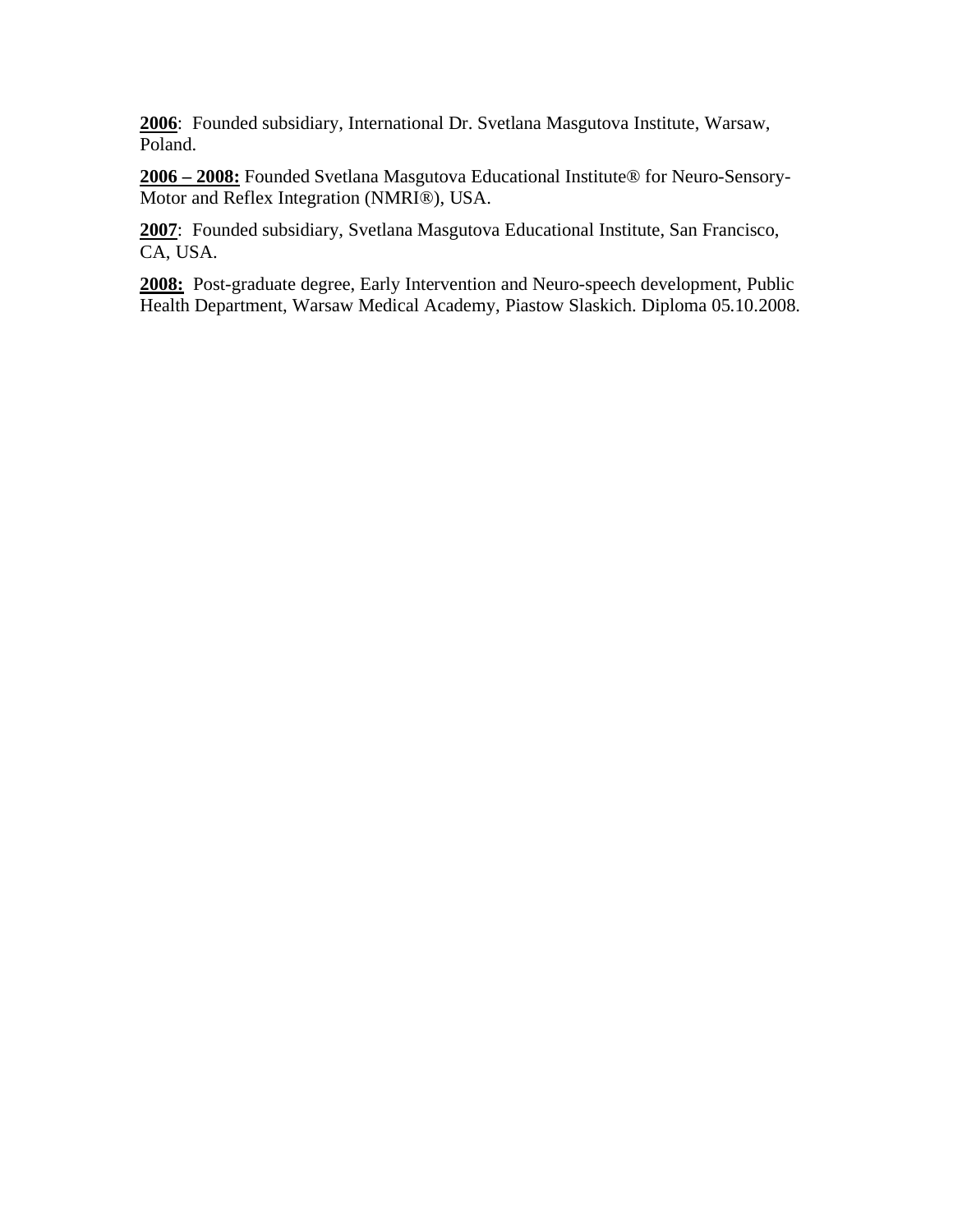**2006**: Founded subsidiary, International Dr. Svetlana Masgutova Institute, Warsaw, Poland.

**2006 – 2008:** Founded Svetlana Masgutova Educational Institute® for Neuro-Sensory-Motor and Reflex Integration (NMRI®), USA.

**2007**: Founded subsidiary, Svetlana Masgutova Educational Institute, San Francisco, CA, USA.

**2008:** Post-graduate degree, Early Intervention and Neuro-speech development, Public Health Department, Warsaw Medical Academy, Piastow Slaskich. Diploma 05.10.2008.